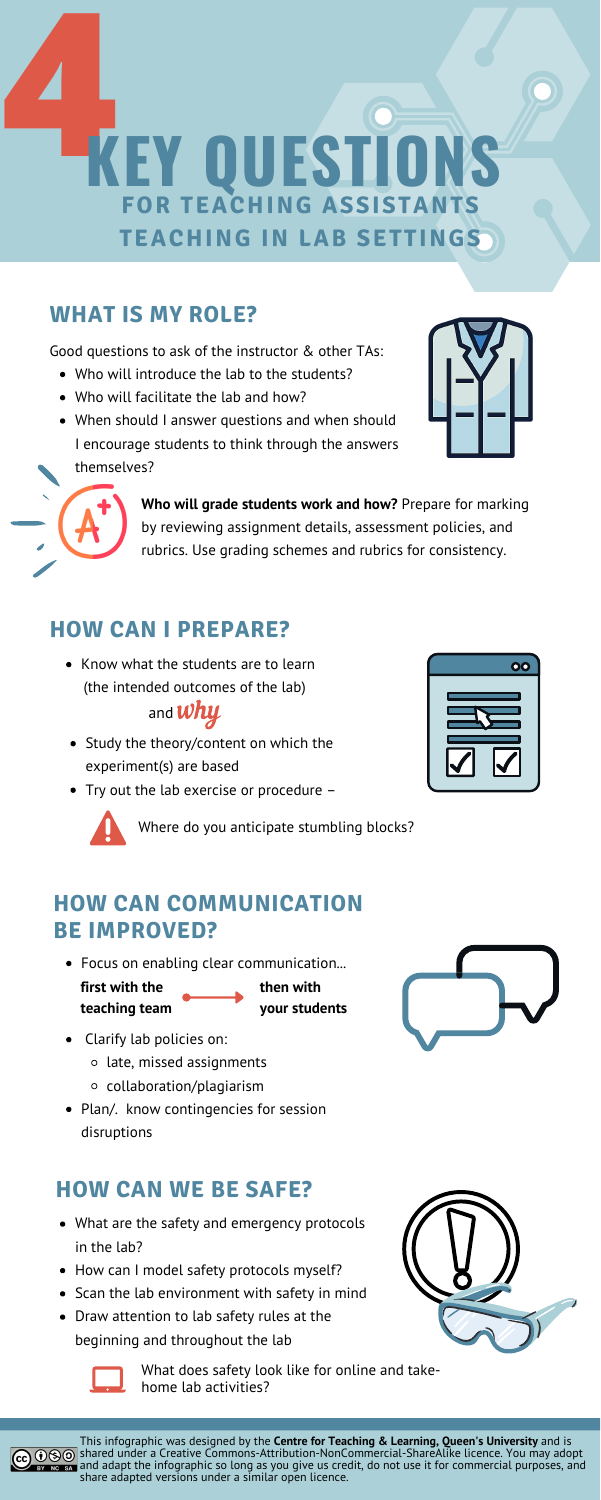# 4 KEY QUESTIONS FOR TEACHING ASSISTANTS TEACHING IN LAB SETTINGS

## WHAT IS MY ROLE?

Good questions to ask of the instructor & other TAs:

- Who will introduce the lab to the students?
- Who will facilitate the lab and how?
- When should I answer questions and when should I encourage students to think through the answers themselves?

**Who will grade students work and how?** Prepare for marking by reviewing assignment details, assessment policies, and rubrics. Use grading schemes and rubrics for consistency.

## HOW CAN I PREPARE?

- Know what the students are to learn (the intended outcomes of the lab) and *why*
- Study the theory/content on which the experiment(s) are based
- Try out the lab exercise or procedure –

Where do you anticipate stumbling blocks?

## HOW CAN COMMUNICATION BE IMPROVED?

- Focus on enabling clear communication...

**first with the teaching team** → **then with your students**

- Clarify lab policies on:
  - late, missed assignments
  - collaboration/plagiarism
- Plan/. know contingencies for session disruptions

## HOW CAN WE BE SAFE?

- What are the safety and emergency protocols in the lab?
- How can I model safety protocols myself?
- Scan the lab environment with safety in mind
- Draw attention to lab safety rules at the beginning and throughout the lab

What does safety look like for online and take-home lab activities?

This infographic was designed by the **Centre for Teaching & Learning, Queen's University** and is shared under a Creative Commons-Attribution-NonCommercial-ShareAlike licence. You may adopt and adapt the infographic so long as you give us credit, do not use it for commercial purposes, and share adapted versions under a similar open licence.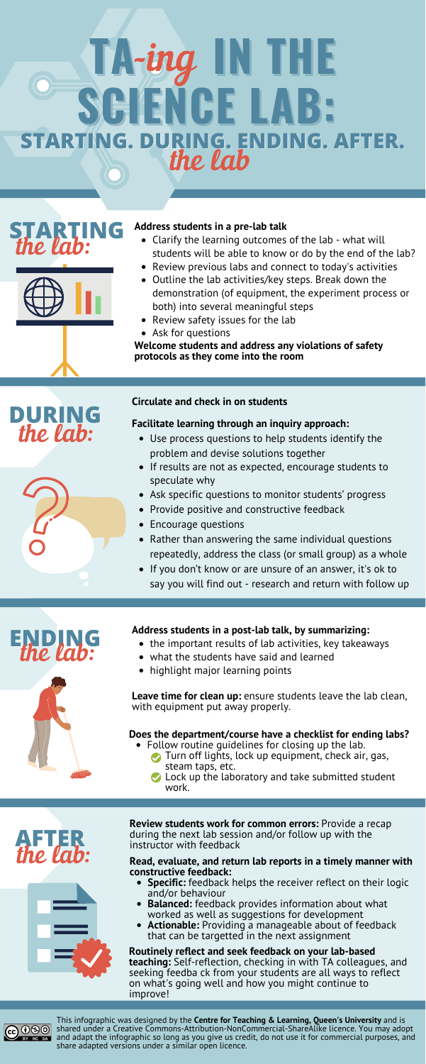# TA-*ing* IN THE SCIENCE LAB:

## STARTING. DURING. ENDING. AFTER. *the lab*

## STARTING *the lab:*

**Address students in a pre-lab talk**

- Clarify the learning outcomes of the lab - what will students will be able to know or do by the end of the lab?
- Review previous labs and connect to today's activities
- Outline the lab activities/key steps. Break down the demonstration (of equipment, the experiment process or both) into several meaningful steps
- Review safety issues for the lab
- Ask for questions

**Welcome students and address any violations of safety protocols as they come into the room**

## DURING *the lab:*

**Circulate and check in on students**

**Facilitate learning through an inquiry approach:**

- Use process questions to help students identify the problem and devise solutions together
- If results are not as expected, encourage students to speculate why
- Ask specific questions to monitor students' progress
- Provide positive and constructive feedback
- Encourage questions
- Rather than answering the same individual questions repeatedly, address the class (or small group) as a whole
- If you don't know or are unsure of an answer, it's ok to say you will find out - research and return with follow up

## ENDING *the lab:*

**Address students in a post-lab talk, by summarizing:**

- the important results of lab activities, key takeaways
- what the students have said and learned
- highlight major learning points

**Leave time for clean up:** ensure students leave the lab clean, with equipment put away properly.

**Does the department/course have a checklist for ending labs?**

- Follow routine guidelines for closing up the lab.
  - Turn off lights, lock up equipment, check air, gas, steam taps, etc.
  - Lock up the laboratory and take submitted student work.

## AFTER *the lab:*

**Review students work for common errors:** Provide a recap during the next lab session and/or follow up with the instructor with feedback

**Read, evaluate, and return lab reports in a timely manner with constructive feedback:**

- **Specific:** feedback helps the receiver reflect on their logic and/or behaviour
- **Balanced:** feedback provides information about what worked as well as suggestions for development
- **Actionable:** Providing a manageable about of feedback that can be targetted in the next assignment

**Routinely reflect and seek feedback on your lab-based teaching:** Self-reflection, checking in with TA colleagues, and seeking feedba ck from your students are all ways to reflect on what's going well and how you might continue to improve!

This infographic was designed by the **Centre for Teaching & Learning, Queen's University** and is shared under a Creative Commons-Attribution-NonCommercial-ShareAlike licence. You may adopt and adapt the infographic so long as you give us credit, do not use it for commercial purposes, and share adapted versions under a similar open licence.